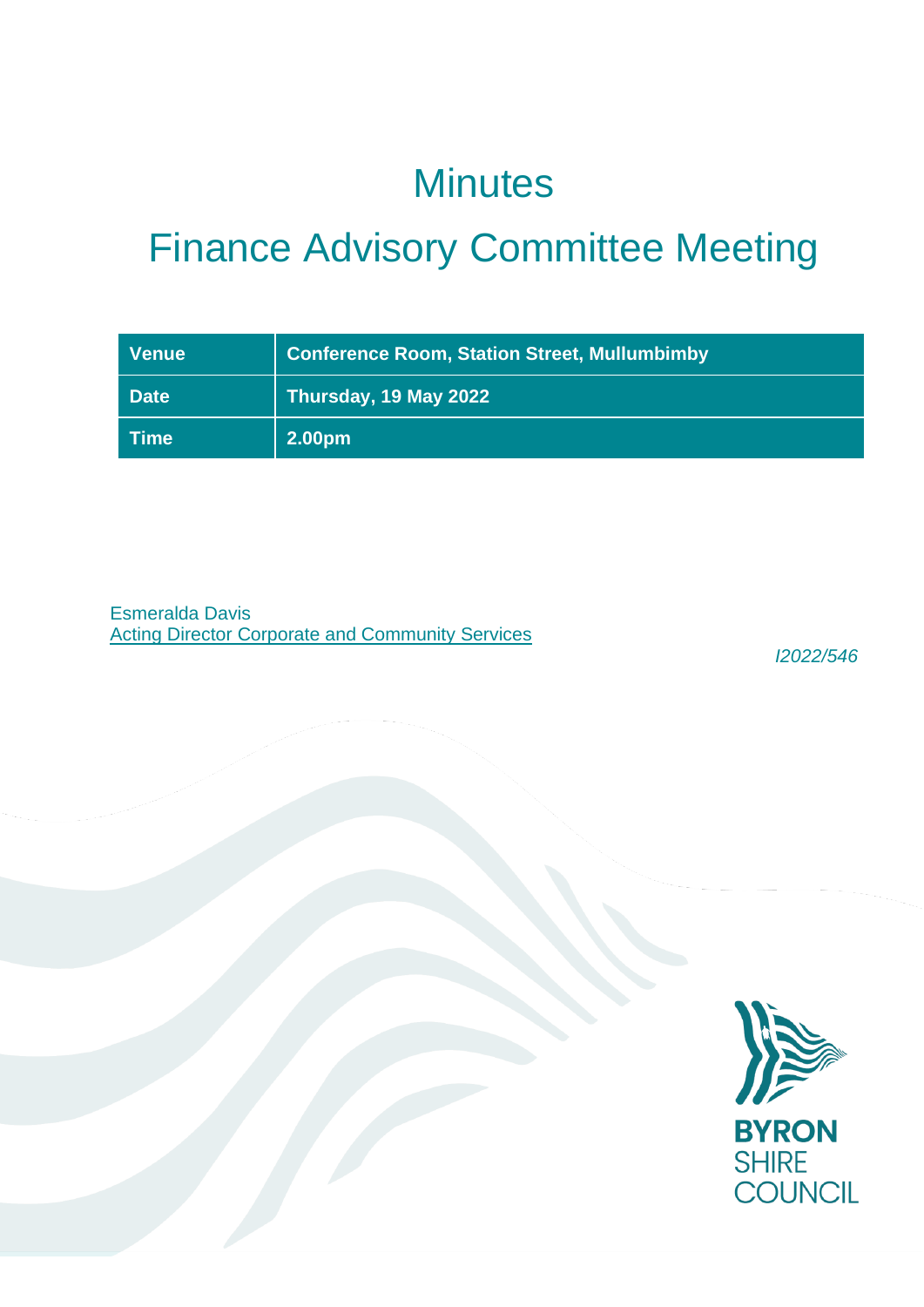# Minutes

# Finance Advisory Committee Meeting

| Venue | Conference Room, Station Street, Mullumbimby |
|---|---|
| Date | Thursday, 19 May 2022 |
| Time | 2.00pm |

Esmeralda Davis
Acting Director Corporate and Community Services

*I2022/546*

**BYRON SHIRE COUNCIL**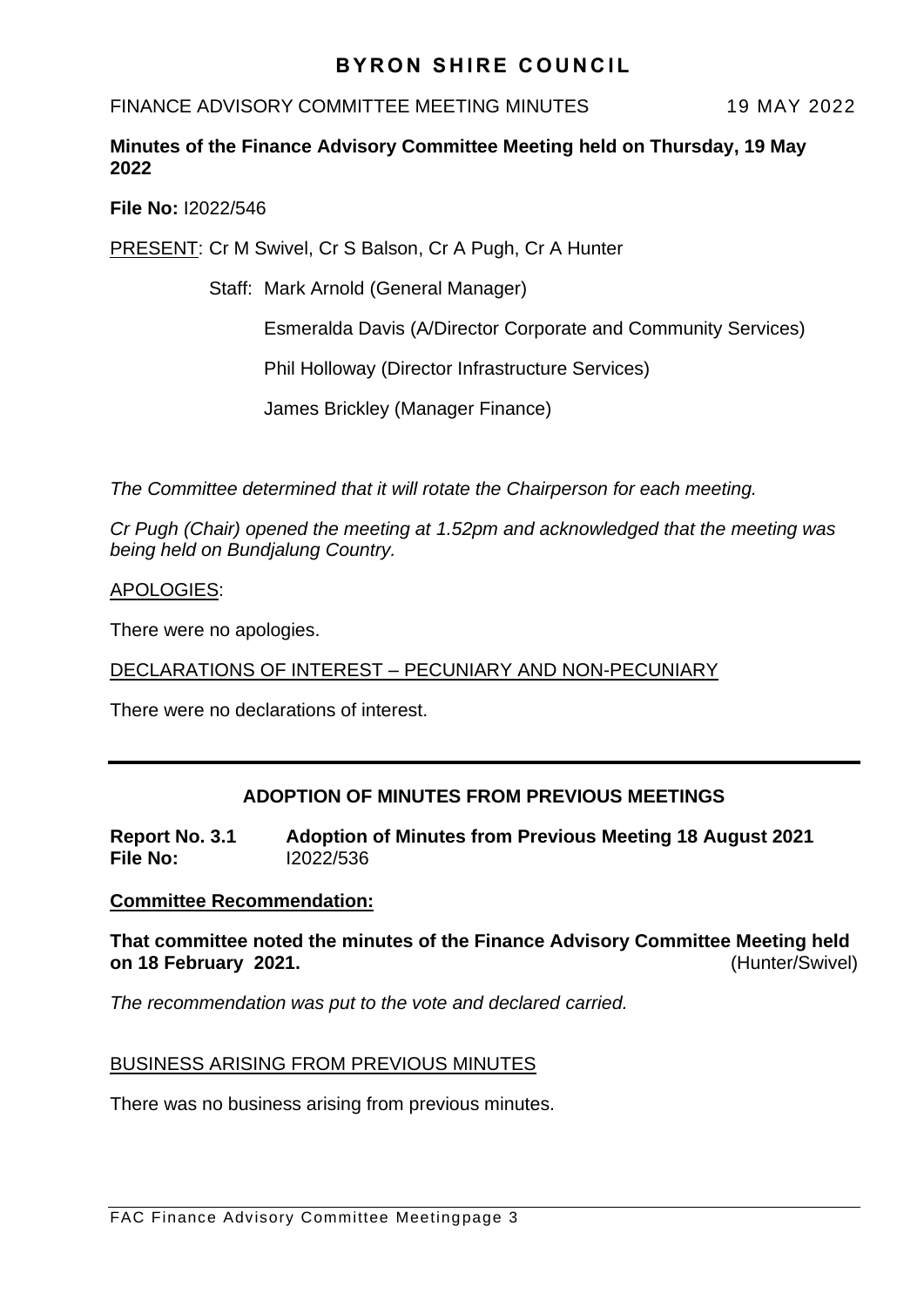# BYRON SHIRE COUNCIL

FINANCE ADVISORY COMMITTEE MEETING MINUTES 19 MAY 2022

**Minutes of the Finance Advisory Committee Meeting held on Thursday, 19 May 2022**

**File No:** I2022/546

PRESENT: Cr M Swivel, Cr S Balson, Cr A Pugh, Cr A Hunter

Staff: Mark Arnold (General Manager)

Esmeralda Davis (A/Director Corporate and Community Services)

Phil Holloway (Director Infrastructure Services)

James Brickley (Manager Finance)

*The Committee determined that it will rotate the Chairperson for each meeting.*

*Cr Pugh (Chair) opened the meeting at 1.52pm and acknowledged that the meeting was being held on Bundjalung Country.*

APOLOGIES:

There were no apologies.

DECLARATIONS OF INTEREST – PECUNIARY AND NON-PECUNIARY

There were no declarations of interest.

---

## ADOPTION OF MINUTES FROM PREVIOUS MEETINGS

**Report No. 3.1 Adoption of Minutes from Previous Meeting 18 August 2021**
**File No:** I2022/536

**Committee Recommendation:**

**That committee noted the minutes of the Finance Advisory Committee Meeting held on 18 February 2021.** (Hunter/Swivel)

*The recommendation was put to the vote and declared carried.*

BUSINESS ARISING FROM PREVIOUS MINUTES

There was no business arising from previous minutes.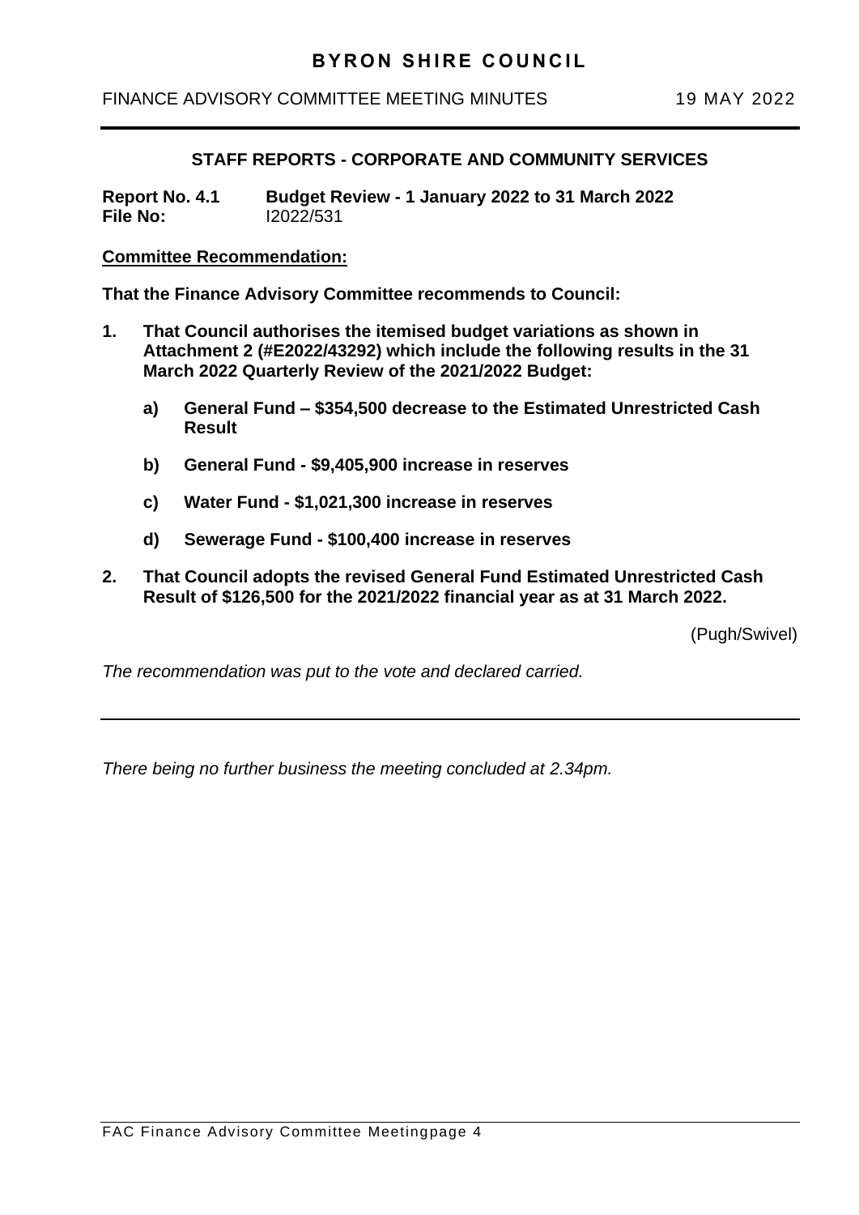## STAFF REPORTS - CORPORATE AND COMMUNITY SERVICES

**Report No. 4.1 Budget Review - 1 January 2022 to 31 March 2022**
**File No:** I2022/531

**Committee Recommendation:**

**That the Finance Advisory Committee recommends to Council:**

**1. That Council authorises the itemised budget variations as shown in Attachment 2 (#E2022/43292) which include the following results in the 31 March 2022 Quarterly Review of the 2021/2022 Budget:**

   **a) General Fund – $354,500 decrease to the Estimated Unrestricted Cash Result**

   **b) General Fund - $9,405,900 increase in reserves**

   **c) Water Fund - $1,021,300 increase in reserves**

   **d) Sewerage Fund - $100,400 increase in reserves**

**2. That Council adopts the revised General Fund Estimated Unrestricted Cash Result of $126,500 for the 2021/2022 financial year as at 31 March 2022.**

(Pugh/Swivel)

*The recommendation was put to the vote and declared carried.*

---

*There being no further business the meeting concluded at 2.34pm.*